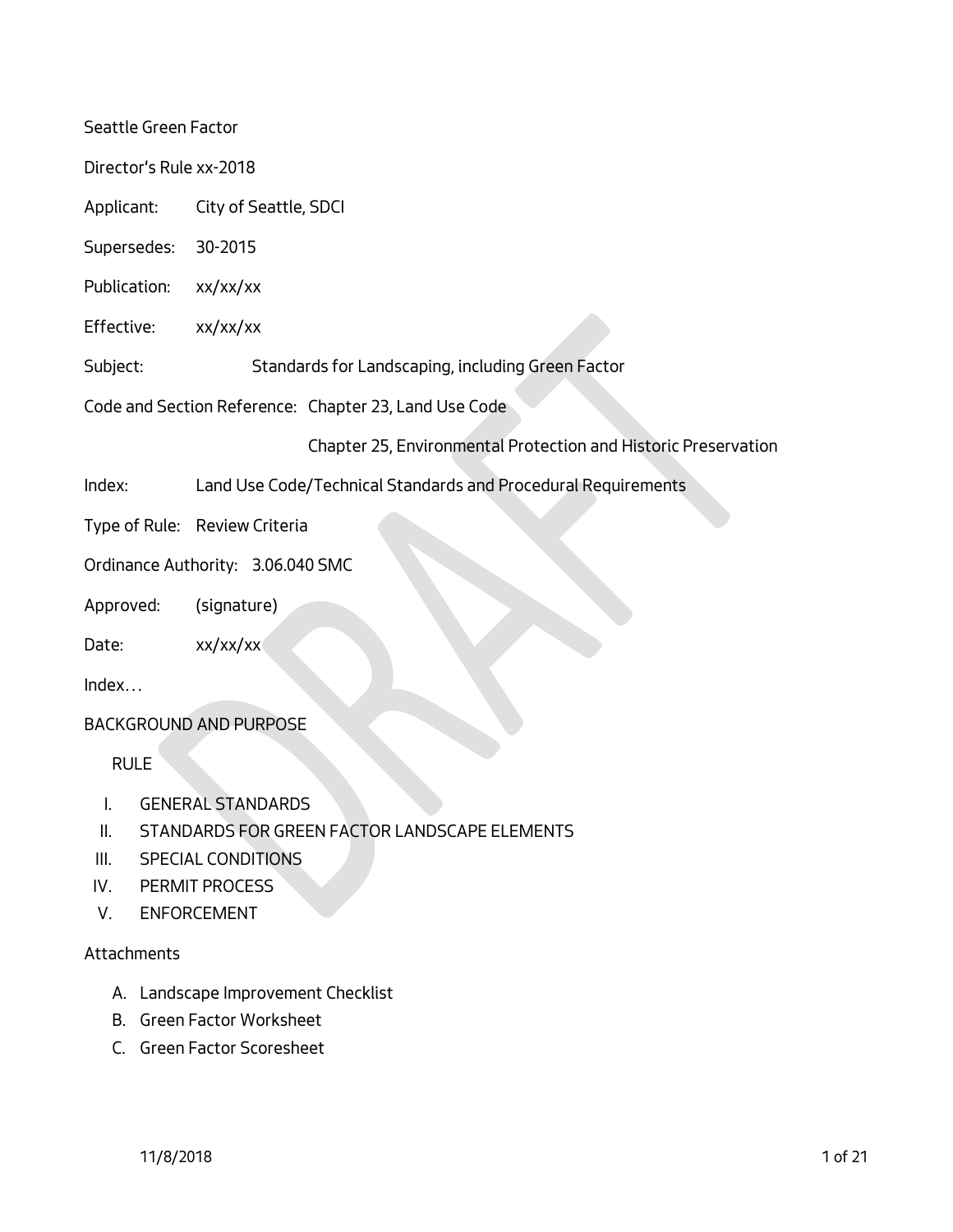Seattle Green Factor

Director's Rule xx-2018

Applicant: City of Seattle, SDCI

Supersedes: 30-2015

Publication: xx/xx/xx

Effective: xx/xx/xx

Subject: Standards for Landscaping, including Green Factor

Code and Section Reference: Chapter 23, Land Use Code

Chapter 25, Environmental Protection and Historic Preservation

Index: Land Use Code/Technical Standards and Procedural Requirements

Type of Rule: Review Criteria

Ordinance Authority: 3.06.040 SMC

Approved: (signature)

Date: xx/xx/xx

Index…

BACKGROUND AND PURPOSE

RULE

I. GENERAL STANDARDS
II. STANDARDS FOR GREEN FACTOR LANDSCAPE ELEMENTS
III. SPECIAL CONDITIONS
IV. PERMIT PROCESS
V. ENFORCEMENT

Attachments

A. Landscape Improvement Checklist
B. Green Factor Worksheet
C. Green Factor Scoresheet

11/8/2018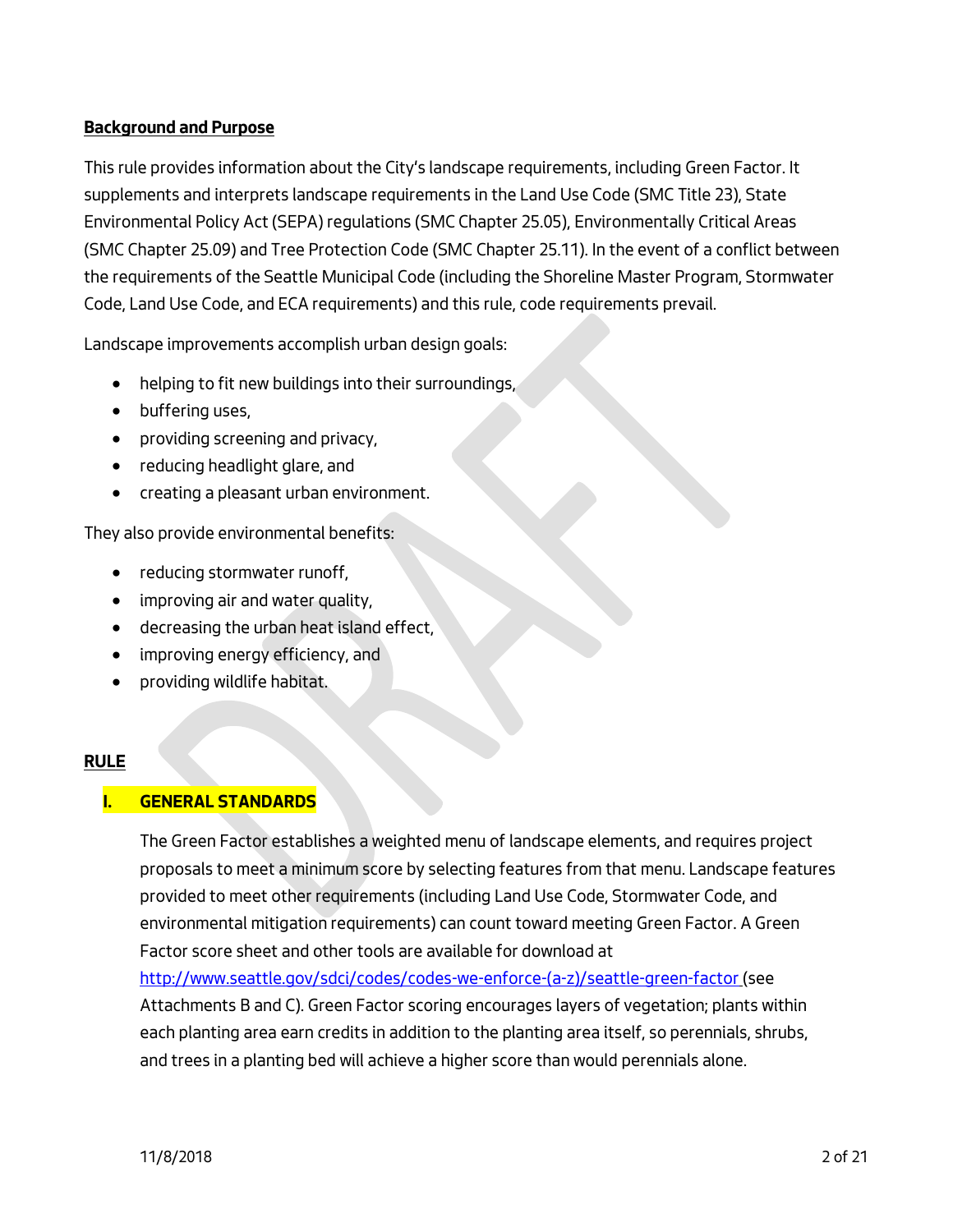## Background and Purpose

This rule provides information about the City's landscape requirements, including Green Factor. It supplements and interprets landscape requirements in the Land Use Code (SMC Title 23), State Environmental Policy Act (SEPA) regulations (SMC Chapter 25.05), Environmentally Critical Areas (SMC Chapter 25.09) and Tree Protection Code (SMC Chapter 25.11). In the event of a conflict between the requirements of the Seattle Municipal Code (including the Shoreline Master Program, Stormwater Code, Land Use Code, and ECA requirements) and this rule, code requirements prevail.

Landscape improvements accomplish urban design goals:

- helping to fit new buildings into their surroundings,
- buffering uses,
- providing screening and privacy,
- reducing headlight glare, and
- creating a pleasant urban environment.

They also provide environmental benefits:

- reducing stormwater runoff,
- improving air and water quality,
- decreasing the urban heat island effect,
- improving energy efficiency, and
- providing wildlife habitat.

## RULE

### I. GENERAL STANDARDS

The Green Factor establishes a weighted menu of landscape elements, and requires project proposals to meet a minimum score by selecting features from that menu. Landscape features provided to meet other requirements (including Land Use Code, Stormwater Code, and environmental mitigation requirements) can count toward meeting Green Factor. A Green Factor score sheet and other tools are available for download at [http://www.seattle.gov/sdci/codes/codes-we-enforce-(a-z)/seattle-green-factor](http://www.seattle.gov/sdci/codes/codes-we-enforce-(a-z)/seattle-green-factor) (see Attachments B and C). Green Factor scoring encourages layers of vegetation; plants within each planting area earn credits in addition to the planting area itself, so perennials, shrubs, and trees in a planting bed will achieve a higher score than would perennials alone.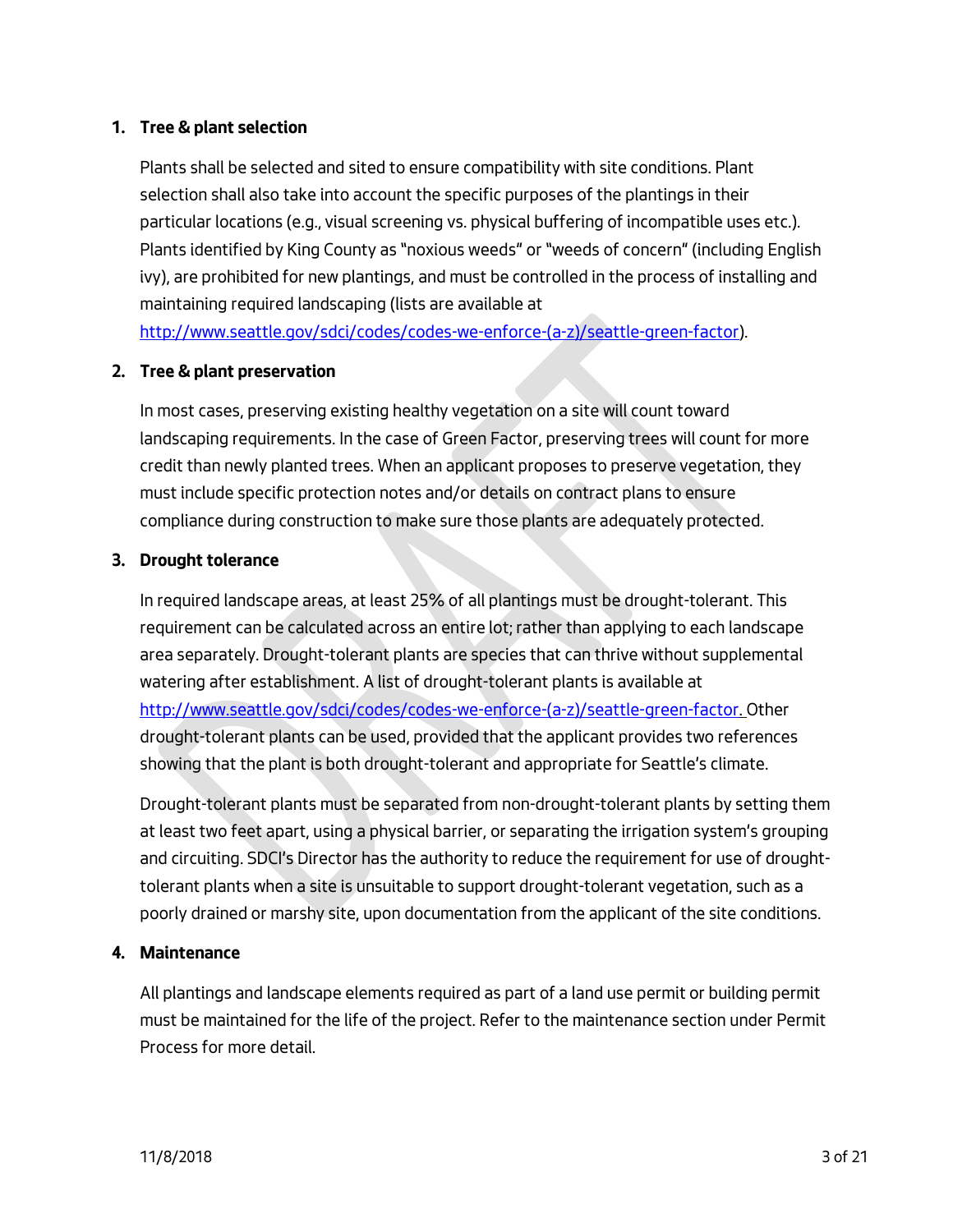1. **Tree & plant selection**

   Plants shall be selected and sited to ensure compatibility with site conditions. Plant selection shall also take into account the specific purposes of the plantings in their particular locations (e.g., visual screening vs. physical buffering of incompatible uses etc.). Plants identified by King County as "noxious weeds" or "weeds of concern" (including English ivy), are prohibited for new plantings, and must be controlled in the process of installing and maintaining required landscaping (lists are available at http://www.seattle.gov/sdci/codes/codes-we-enforce-(a-z)/seattle-green-factor).

2. **Tree & plant preservation**

   In most cases, preserving existing healthy vegetation on a site will count toward landscaping requirements. In the case of Green Factor, preserving trees will count for more credit than newly planted trees. When an applicant proposes to preserve vegetation, they must include specific protection notes and/or details on contract plans to ensure compliance during construction to make sure those plants are adequately protected.

3. **Drought tolerance**

   In required landscape areas, at least 25% of all plantings must be drought-tolerant. This requirement can be calculated across an entire lot; rather than applying to each landscape area separately. Drought-tolerant plants are species that can thrive without supplemental watering after establishment. A list of drought-tolerant plants is available at http://www.seattle.gov/sdci/codes/codes-we-enforce-(a-z)/seattle-green-factor. Other drought-tolerant plants can be used, provided that the applicant provides two references showing that the plant is both drought-tolerant and appropriate for Seattle's climate.

   Drought-tolerant plants must be separated from non-drought-tolerant plants by setting them at least two feet apart, using a physical barrier, or separating the irrigation system's grouping and circuiting. SDCI's Director has the authority to reduce the requirement for use of drought-tolerant plants when a site is unsuitable to support drought-tolerant vegetation, such as a poorly drained or marshy site, upon documentation from the applicant of the site conditions.

4. **Maintenance**

   All plantings and landscape elements required as part of a land use permit or building permit must be maintained for the life of the project. Refer to the maintenance section under Permit Process for more detail.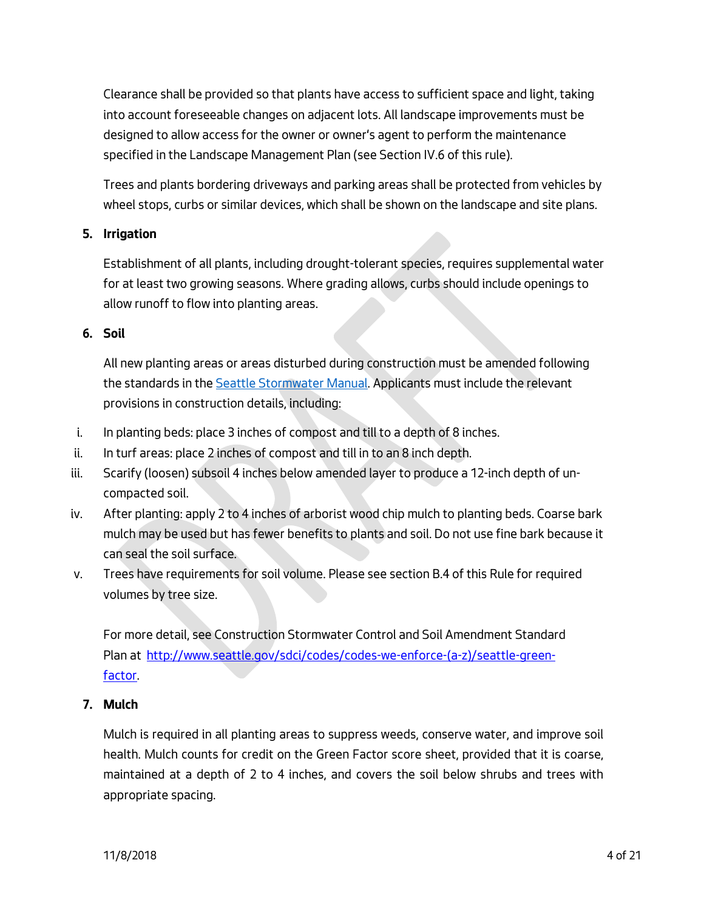Clearance shall be provided so that plants have access to sufficient space and light, taking into account foreseeable changes on adjacent lots. All landscape improvements must be designed to allow access for the owner or owner's agent to perform the maintenance specified in the Landscape Management Plan (see Section IV.6 of this rule).

Trees and plants bordering driveways and parking areas shall be protected from vehicles by wheel stops, curbs or similar devices, which shall be shown on the landscape and site plans.

5. **Irrigation**

   Establishment of all plants, including drought-tolerant species, requires supplemental water for at least two growing seasons. Where grading allows, curbs should include openings to allow runoff to flow into planting areas.

6. **Soil**

   All new planting areas or areas disturbed during construction must be amended following the standards in the [Seattle Stormwater Manual](). Applicants must include the relevant provisions in construction details, including:

   i. In planting beds: place 3 inches of compost and till to a depth of 8 inches.
   ii. In turf areas: place 2 inches of compost and till in to an 8 inch depth.
   iii. Scarify (loosen) subsoil 4 inches below amended layer to produce a 12-inch depth of un-compacted soil.
   iv. After planting: apply 2 to 4 inches of arborist wood chip mulch to planting beds. Coarse bark mulch may be used but has fewer benefits to plants and soil. Do not use fine bark because it can seal the soil surface.
   v. Trees have requirements for soil volume. Please see section B.4 of this Rule for required volumes by tree size.

   For more detail, see Construction Stormwater Control and Soil Amendment Standard Plan at http://www.seattle.gov/sdci/codes/codes-we-enforce-(a-z)/seattle-green-factor.

7. **Mulch**

   Mulch is required in all planting areas to suppress weeds, conserve water, and improve soil health. Mulch counts for credit on the Green Factor score sheet, provided that it is coarse, maintained at a depth of 2 to 4 inches, and covers the soil below shrubs and trees with appropriate spacing.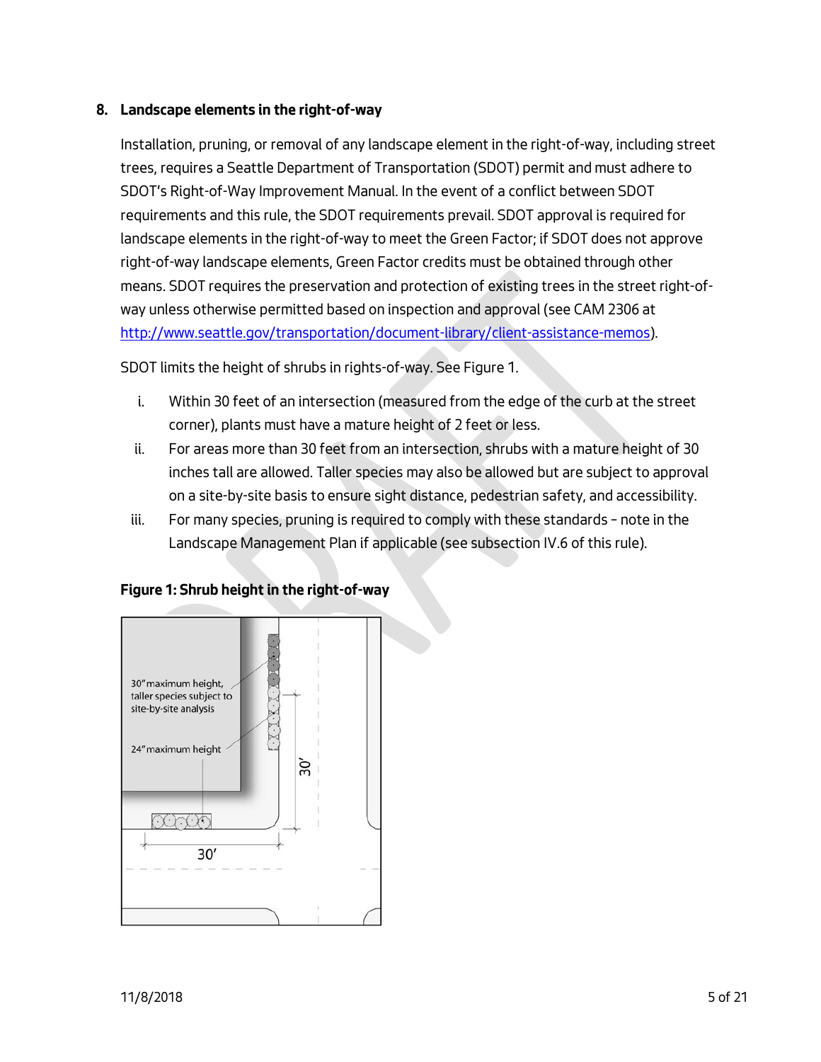## 8. Landscape elements in the right-of-way

Installation, pruning, or removal of any landscape element in the right-of-way, including street trees, requires a Seattle Department of Transportation (SDOT) permit and must adhere to SDOT's Right-of-Way Improvement Manual. In the event of a conflict between SDOT requirements and this rule, the SDOT requirements prevail. SDOT approval is required for landscape elements in the right-of-way to meet the Green Factor; if SDOT does not approve right-of-way landscape elements, Green Factor credits must be obtained through other means. SDOT requires the preservation and protection of existing trees in the street right-of-way unless otherwise permitted based on inspection and approval (see CAM 2306 at http://www.seattle.gov/transportation/document-library/client-assistance-memos).

SDOT limits the height of shrubs in rights-of-way. See Figure 1.

i. Within 30 feet of an intersection (measured from the edge of the curb at the street corner), plants must have a mature height of 2 feet or less.

ii. For areas more than 30 feet from an intersection, shrubs with a mature height of 30 inches tall are allowed. Taller species may also be allowed but are subject to approval on a site-by-site basis to ensure sight distance, pedestrian safety, and accessibility.

iii. For many species, pruning is required to comply with these standards – note in the Landscape Management Plan if applicable (see subsection IV.6 of this rule).

**Figure 1: Shrub height in the right-of-way**

30" maximum height, taller species subject to site-by-site analysis

24" maximum height

30'

30'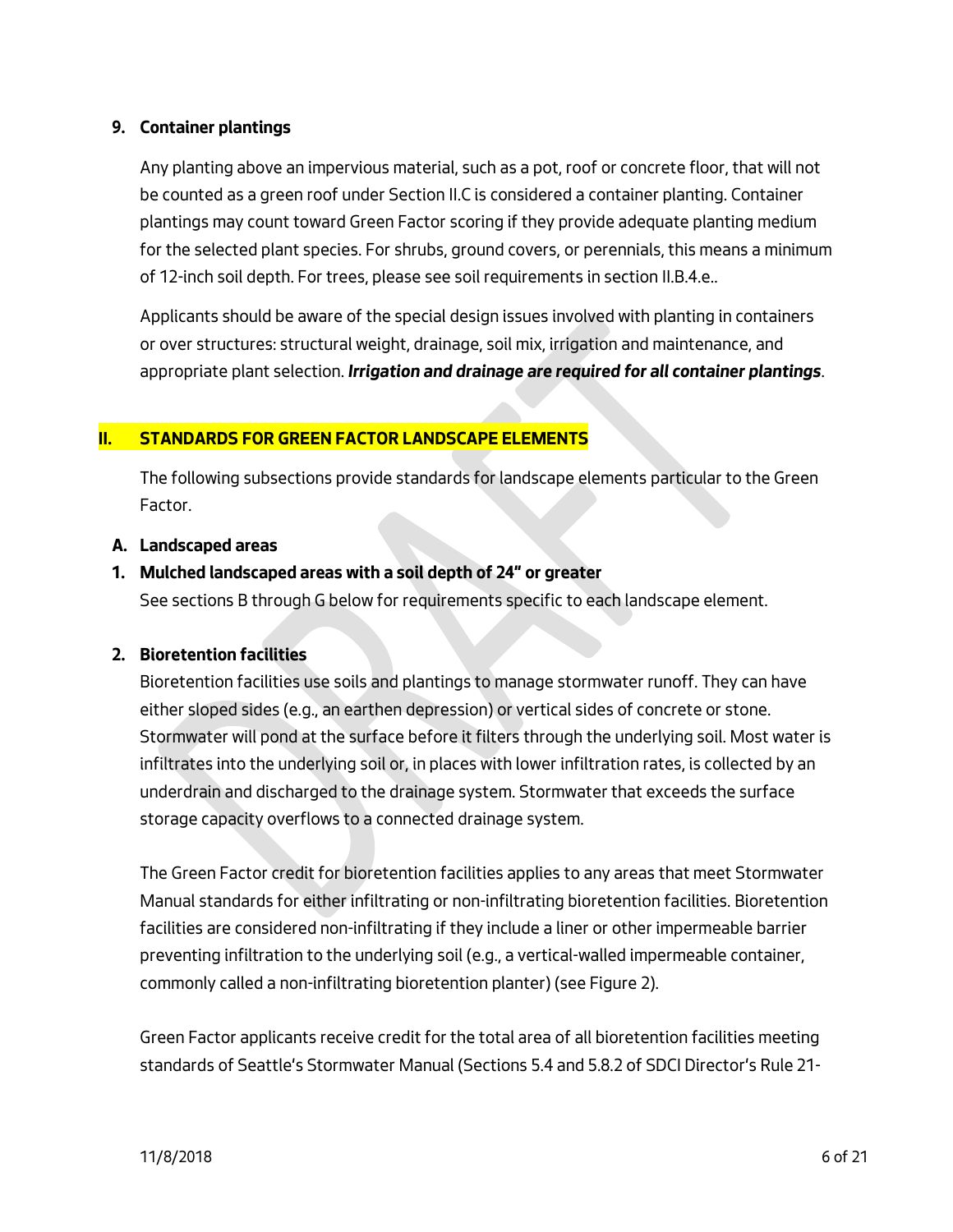**9. Container plantings**

Any planting above an impervious material, such as a pot, roof or concrete floor, that will not be counted as a green roof under Section II.C is considered a container planting. Container plantings may count toward Green Factor scoring if they provide adequate planting medium for the selected plant species. For shrubs, ground covers, or perennials, this means a minimum of 12-inch soil depth. For trees, please see soil requirements in section II.B.4.e..

Applicants should be aware of the special design issues involved with planting in containers or over structures: structural weight, drainage, soil mix, irrigation and maintenance, and appropriate plant selection. ***Irrigation and drainage are required for all container plantings***.

## II. STANDARDS FOR GREEN FACTOR LANDSCAPE ELEMENTS

The following subsections provide standards for landscape elements particular to the Green Factor.

### A. Landscaped areas

**1. Mulched landscaped areas with a soil depth of 24" or greater**

See sections B through G below for requirements specific to each landscape element.

**2. Bioretention facilities**

Bioretention facilities use soils and plantings to manage stormwater runoff. They can have either sloped sides (e.g., an earthen depression) or vertical sides of concrete or stone. Stormwater will pond at the surface before it filters through the underlying soil. Most water is infiltrates into the underlying soil or, in places with lower infiltration rates, is collected by an underdrain and discharged to the drainage system. Stormwater that exceeds the surface storage capacity overflows to a connected drainage system.

The Green Factor credit for bioretention facilities applies to any areas that meet Stormwater Manual standards for either infiltrating or non-infiltrating bioretention facilities. Bioretention facilities are considered non-infiltrating if they include a liner or other impermeable barrier preventing infiltration to the underlying soil (e.g., a vertical-walled impermeable container, commonly called a non-infiltrating bioretention planter) (see Figure 2).

Green Factor applicants receive credit for the total area of all bioretention facilities meeting standards of Seattle's Stormwater Manual (Sections 5.4 and 5.8.2 of SDCI Director's Rule 21-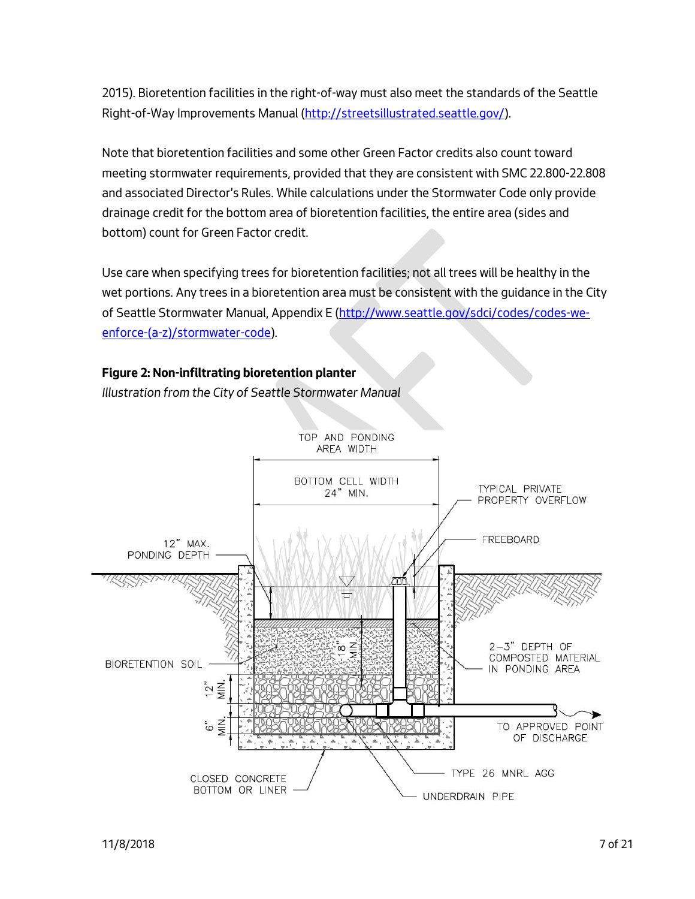2015). Bioretention facilities in the right-of-way must also meet the standards of the Seattle Right-of-Way Improvements Manual (http://streetsillustrated.seattle.gov/).

Note that bioretention facilities and some other Green Factor credits also count toward meeting stormwater requirements, provided that they are consistent with SMC 22.800-22.808 and associated Director's Rules. While calculations under the Stormwater Code only provide drainage credit for the bottom area of bioretention facilities, the entire area (sides and bottom) count for Green Factor credit.

Use care when specifying trees for bioretention facilities; not all trees will be healthy in the wet portions. Any trees in a bioretention area must be consistent with the guidance in the City of Seattle Stormwater Manual, Appendix E (http://www.seattle.gov/sdci/codes/codes-we-enforce-(a-z)/stormwater-code).

**Figure 2: Non-infiltrating bioretention planter**

*Illustration from the City of Seattle Stormwater Manual*

TOP AND PONDING AREA WIDTH

BOTTOM CELL WIDTH 24" MIN.

TYPICAL PRIVATE PROPERTY OVERFLOW

FREEBOARD

12" MAX. PONDING DEPTH

18" MIN.

2–3" DEPTH OF COMPOSTED MATERIAL IN PONDING AREA

BIORETENTION SOIL

12" MIN.

6" MIN.

TO APPROVED POINT OF DISCHARGE

TYPE 26 MNRL AGG

CLOSED CONCRETE BOTTOM OR LINER

UNDERDRAIN PIPE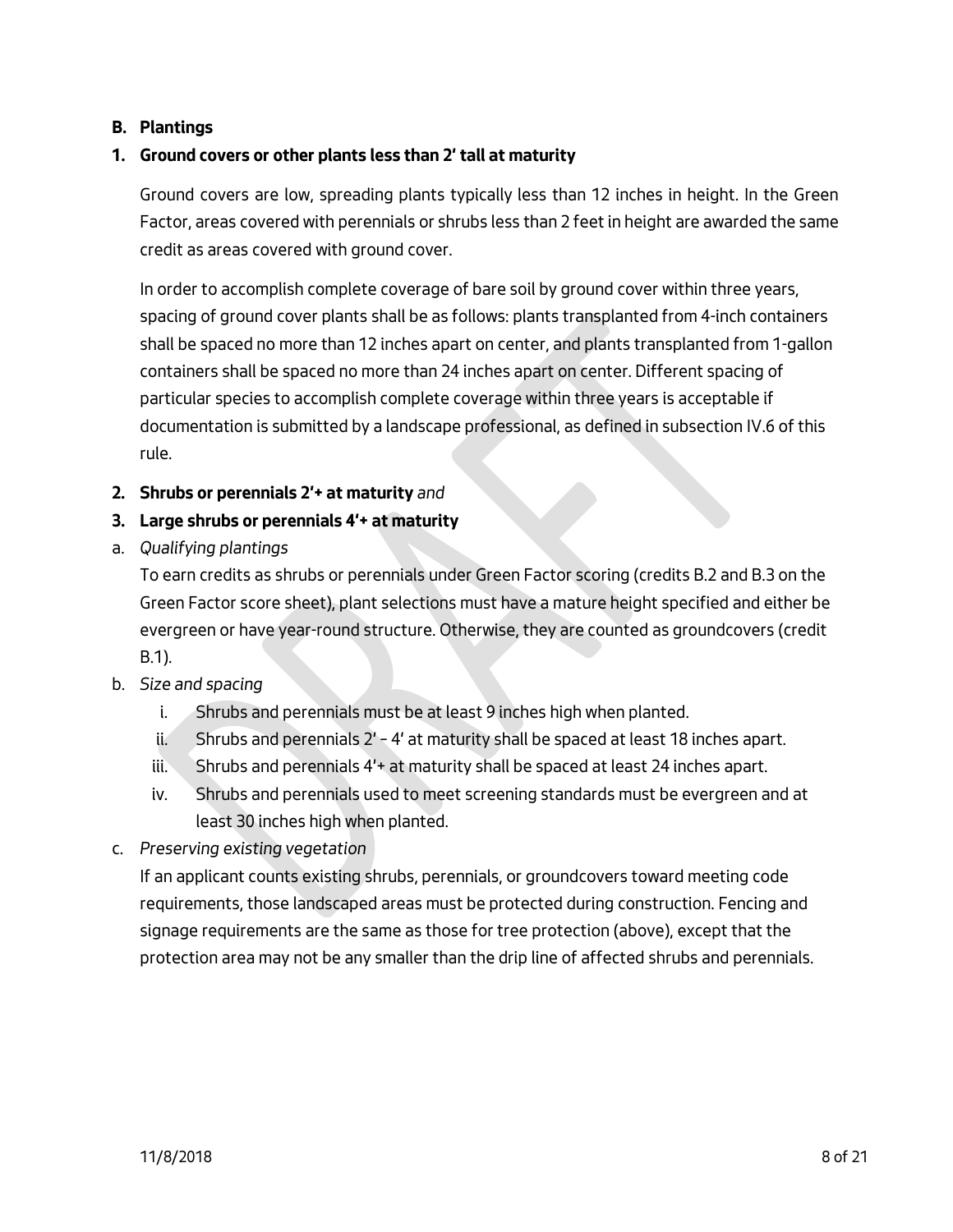**B. Plantings**

**1. Ground covers or other plants less than 2' tall at maturity**

Ground covers are low, spreading plants typically less than 12 inches in height. In the Green Factor, areas covered with perennials or shrubs less than 2 feet in height are awarded the same credit as areas covered with ground cover.

In order to accomplish complete coverage of bare soil by ground cover within three years, spacing of ground cover plants shall be as follows: plants transplanted from 4-inch containers shall be spaced no more than 12 inches apart on center, and plants transplanted from 1-gallon containers shall be spaced no more than 24 inches apart on center. Different spacing of particular species to accomplish complete coverage within three years is acceptable if documentation is submitted by a landscape professional, as defined in subsection IV.6 of this rule.

**2. Shrubs or perennials 2'+ at maturity** *and*

**3. Large shrubs or perennials 4'+ at maturity**

a. *Qualifying plantings*

To earn credits as shrubs or perennials under Green Factor scoring (credits B.2 and B.3 on the Green Factor score sheet), plant selections must have a mature height specified and either be evergreen or have year-round structure. Otherwise, they are counted as groundcovers (credit B.1).

b. *Size and spacing*

i. Shrubs and perennials must be at least 9 inches high when planted.

ii. Shrubs and perennials 2' – 4' at maturity shall be spaced at least 18 inches apart.

iii. Shrubs and perennials 4'+ at maturity shall be spaced at least 24 inches apart.

iv. Shrubs and perennials used to meet screening standards must be evergreen and at least 30 inches high when planted.

c. *Preserving existing vegetation*

If an applicant counts existing shrubs, perennials, or groundcovers toward meeting code requirements, those landscaped areas must be protected during construction. Fencing and signage requirements are the same as those for tree protection (above), except that the protection area may not be any smaller than the drip line of affected shrubs and perennials.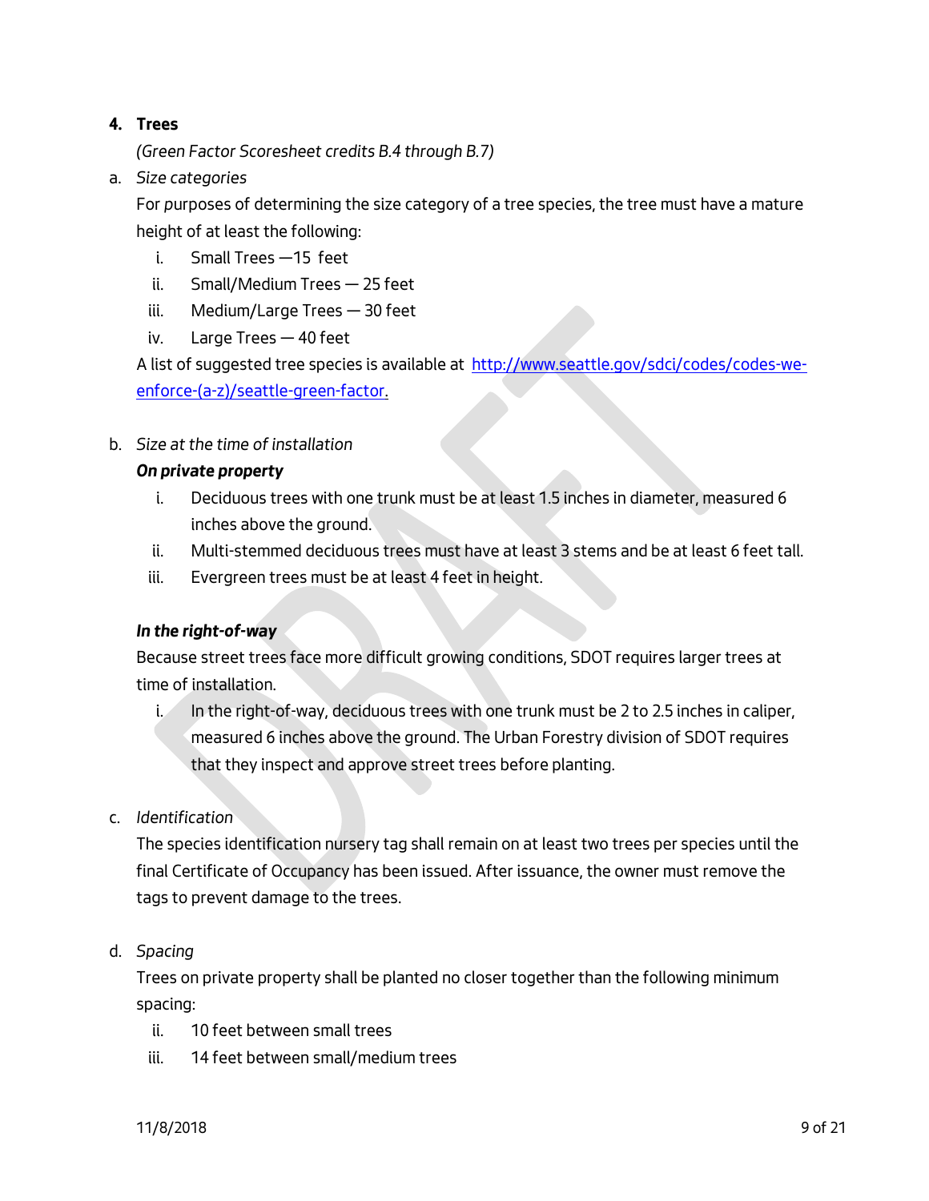**4. Trees**

*(Green Factor Scoresheet credits B.4 through B.7)*

a. *Size categories*

For purposes of determining the size category of a tree species, the tree must have a mature height of at least the following:

i. Small Trees —15 feet
ii. Small/Medium Trees — 25 feet
iii. Medium/Large Trees — 30 feet
iv. Large Trees — 40 feet

A list of suggested tree species is available at [http://www.seattle.gov/sdci/codes/codes-we-enforce-(a-z)/seattle-green-factor](http://www.seattle.gov/sdci/codes/codes-we-enforce-(a-z)/seattle-green-factor).

b. *Size at the time of installation*

***On private property***

i. Deciduous trees with one trunk must be at least 1.5 inches in diameter, measured 6 inches above the ground.
ii. Multi-stemmed deciduous trees must have at least 3 stems and be at least 6 feet tall.
iii. Evergreen trees must be at least 4 feet in height.

***In the right-of-way***

Because street trees face more difficult growing conditions, SDOT requires larger trees at time of installation.

i. In the right-of-way, deciduous trees with one trunk must be 2 to 2.5 inches in caliper, measured 6 inches above the ground. The Urban Forestry division of SDOT requires that they inspect and approve street trees before planting.

c. *Identification*

The species identification nursery tag shall remain on at least two trees per species until the final Certificate of Occupancy has been issued. After issuance, the owner must remove the tags to prevent damage to the trees.

d. *Spacing*

Trees on private property shall be planted no closer together than the following minimum spacing:

ii. 10 feet between small trees
iii. 14 feet between small/medium trees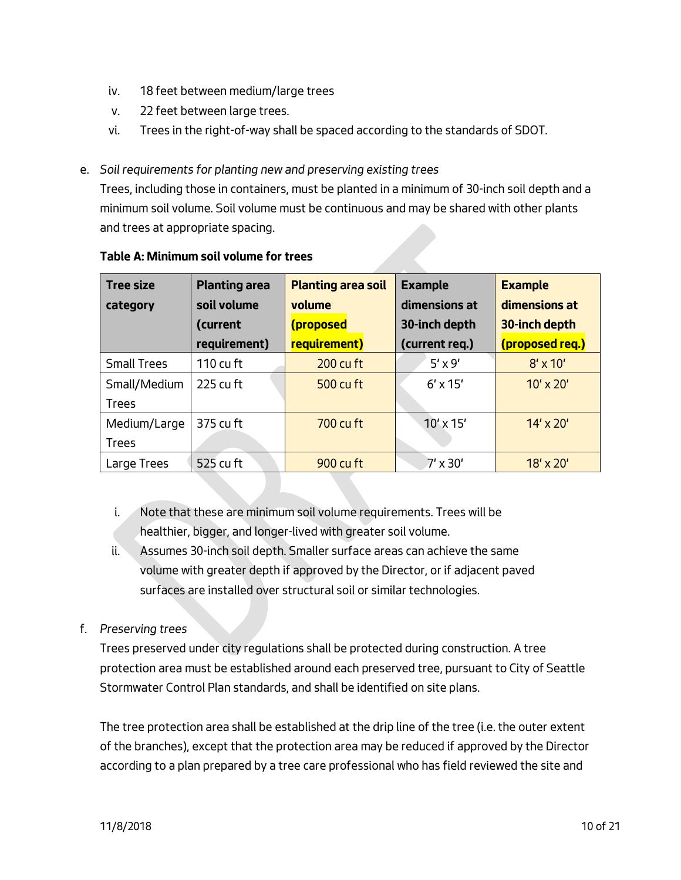iv. 18 feet between medium/large trees

v. 22 feet between large trees.

vi. Trees in the right-of-way shall be spaced according to the standards of SDOT.

e. *Soil requirements for planting new and preserving existing trees*

Trees, including those in containers, must be planted in a minimum of 30-inch soil depth and a minimum soil volume. Soil volume must be continuous and may be shared with other plants and trees at appropriate spacing.

**Table A: Minimum soil volume for trees**

| Tree size category | Planting area soil volume (current requirement) | Planting area soil volume (proposed requirement) | Example dimensions at 30-inch depth (current req.) | Example dimensions at 30-inch depth (proposed req.) |
|---|---|---|---|---|
| Small Trees | 110 cu ft | 200 cu ft | 5' x 9' | 8' x 10' |
| Small/Medium Trees | 225 cu ft | 500 cu ft | 6' x 15' | 10' x 20' |
| Medium/Large Trees | 375 cu ft | 700 cu ft | 10' x 15' | 14' x 20' |
| Large Trees | 525 cu ft | 900 cu ft | 7' x 30' | 18' x 20' |

i. Note that these are minimum soil volume requirements. Trees will be healthier, bigger, and longer-lived with greater soil volume.

ii. Assumes 30-inch soil depth. Smaller surface areas can achieve the same volume with greater depth if approved by the Director, or if adjacent paved surfaces are installed over structural soil or similar technologies.

f. *Preserving trees*

Trees preserved under city regulations shall be protected during construction. A tree protection area must be established around each preserved tree, pursuant to City of Seattle Stormwater Control Plan standards, and shall be identified on site plans.

The tree protection area shall be established at the drip line of the tree (i.e. the outer extent of the branches), except that the protection area may be reduced if approved by the Director according to a plan prepared by a tree care professional who has field reviewed the site and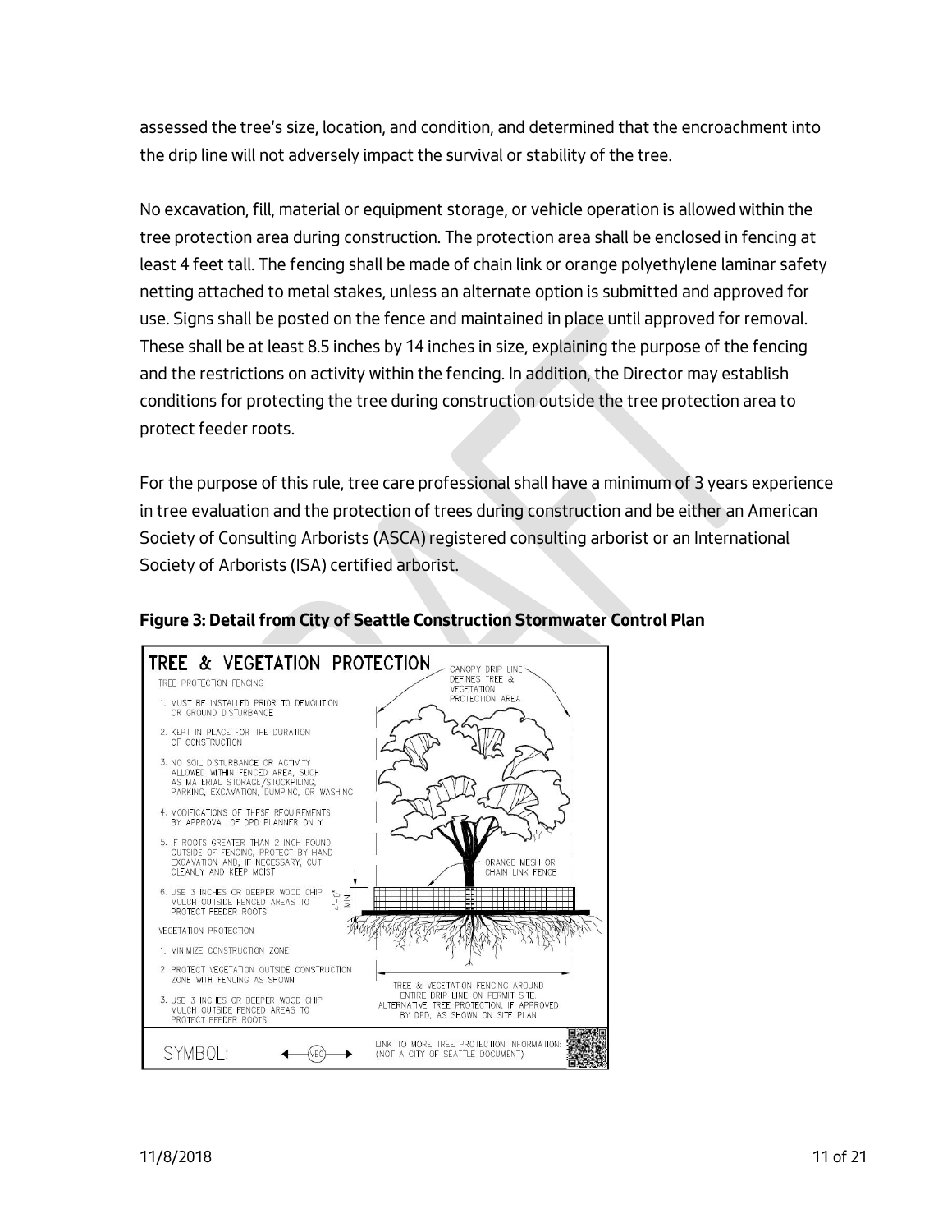assessed the tree's size, location, and condition, and determined that the encroachment into the drip line will not adversely impact the survival or stability of the tree.

No excavation, fill, material or equipment storage, or vehicle operation is allowed within the tree protection area during construction. The protection area shall be enclosed in fencing at least 4 feet tall. The fencing shall be made of chain link or orange polyethylene laminar safety netting attached to metal stakes, unless an alternate option is submitted and approved for use. Signs shall be posted on the fence and maintained in place until approved for removal. These shall be at least 8.5 inches by 14 inches in size, explaining the purpose of the fencing and the restrictions on activity within the fencing. In addition, the Director may establish conditions for protecting the tree during construction outside the tree protection area to protect feeder roots.

For the purpose of this rule, tree care professional shall have a minimum of 3 years experience in tree evaluation and the protection of trees during construction and be either an American Society of Consulting Arborists (ASCA) registered consulting arborist or an International Society of Arborists (ISA) certified arborist.

**Figure 3: Detail from City of Seattle Construction Stormwater Control Plan**

TREE & VEGETATION PROTECTION

TREE PROTECTION FENCING

1. MUST BE INSTALLED PRIOR TO DEMOLITION OR GROUND DISTURBANCE
2. KEPT IN PLACE FOR THE DURATION OF CONSTRUCTION
3. NO SOIL DISTURBANCE OR ACTIVITY ALLOWED WITHIN FENCED AREA, SUCH AS MATERIAL STORAGE/STOCKPILING, PARKING, EXCAVATION, DUMPING, OR WASHING
4. MODIFICATIONS OF THESE REQUIREMENTS BY APPROVAL OF DPD PLANNER ONLY
5. IF ROOTS GREATER THAN 2 INCH FOUND OUTSIDE OF FENCING, PROTECT BY HAND EXCAVATION AND, IF NECESSARY, CUT CLEANLY AND KEEP MOIST
6. USE 3 INCHES OR DEEPER WOOD CHIP MULCH OUTSIDE FENCED AREAS TO PROTECT FEEDER ROOTS

VEGETATION PROTECTION

1. MINIMIZE CONSTRUCTION ZONE
2. PROTECT VEGETATION OUTSIDE CONSTRUCTION ZONE WITH FENCING AS SHOWN
3. USE 3 INCHES OR DEEPER WOOD CHIP MULCH OUTSIDE FENCED AREAS TO PROTECT FEEDER ROOTS

CANOPY DRIP LINE DEFINES TREE & VEGETATION PROTECTION AREA

ORANGE MESH OR CHAIN LINK FENCE

4'-0" MIN.

TREE & VEGETATION FENCING AROUND ENTIRE DRIP LINE ON PERMIT SITE. ALTERNATIVE TREE PROTECTION, IF APPROVED BY DPD, AS SHOWN ON SITE PLAN

SYMBOL: ← VEG →

LINK TO MORE TREE PROTECTION INFORMATION: (NOT A CITY OF SEATTLE DOCUMENT)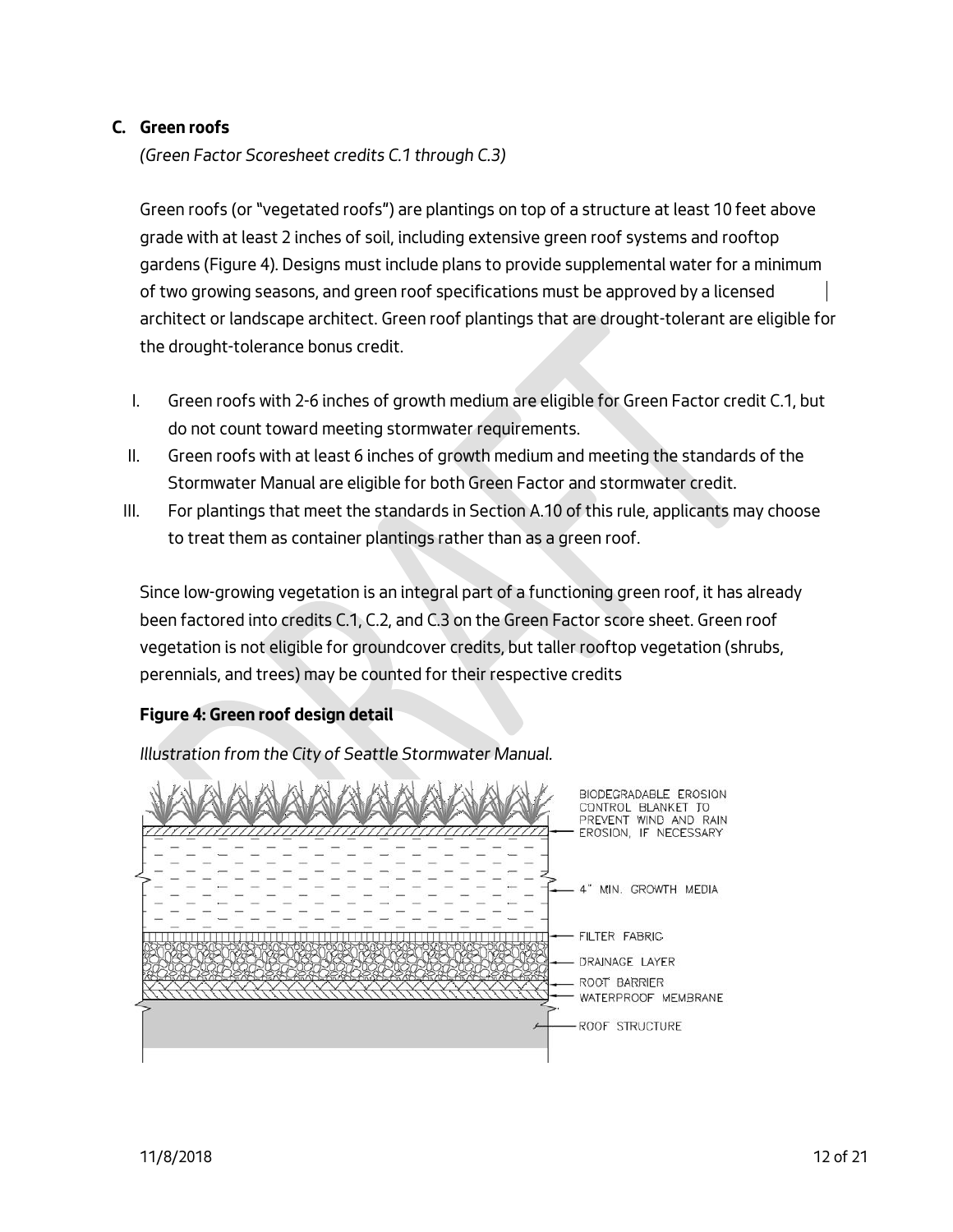### C. Green roofs

*(Green Factor Scoresheet credits C.1 through C.3)*

Green roofs (or "vegetated roofs") are plantings on top of a structure at least 10 feet above grade with at least 2 inches of soil, including extensive green roof systems and rooftop gardens (Figure 4). Designs must include plans to provide supplemental water for a minimum of two growing seasons, and green roof specifications must be approved by a licensed architect or landscape architect. Green roof plantings that are drought-tolerant are eligible for the drought-tolerance bonus credit.

I. Green roofs with 2-6 inches of growth medium are eligible for Green Factor credit C.1, but do not count toward meeting stormwater requirements.
II. Green roofs with at least 6 inches of growth medium and meeting the standards of the Stormwater Manual are eligible for both Green Factor and stormwater credit.
III. For plantings that meet the standards in Section A.10 of this rule, applicants may choose to treat them as container plantings rather than as a green roof.

Since low-growing vegetation is an integral part of a functioning green roof, it has already been factored into credits C.1, C.2, and C.3 on the Green Factor score sheet. Green roof vegetation is not eligible for groundcover credits, but taller rooftop vegetation (shrubs, perennials, and trees) may be counted for their respective credits

**Figure 4: Green roof design detail**

*Illustration from the City of Seattle Stormwater Manual.*

BIODEGRADABLE EROSION CONTROL BLANKET TO PREVENT WIND AND RAIN EROSION, IF NECESSARY

4" MIN. GROWTH MEDIA

FILTER FABRIC

DRAINAGE LAYER

ROOT BARRIER

WATERPROOF MEMBRANE

ROOF STRUCTURE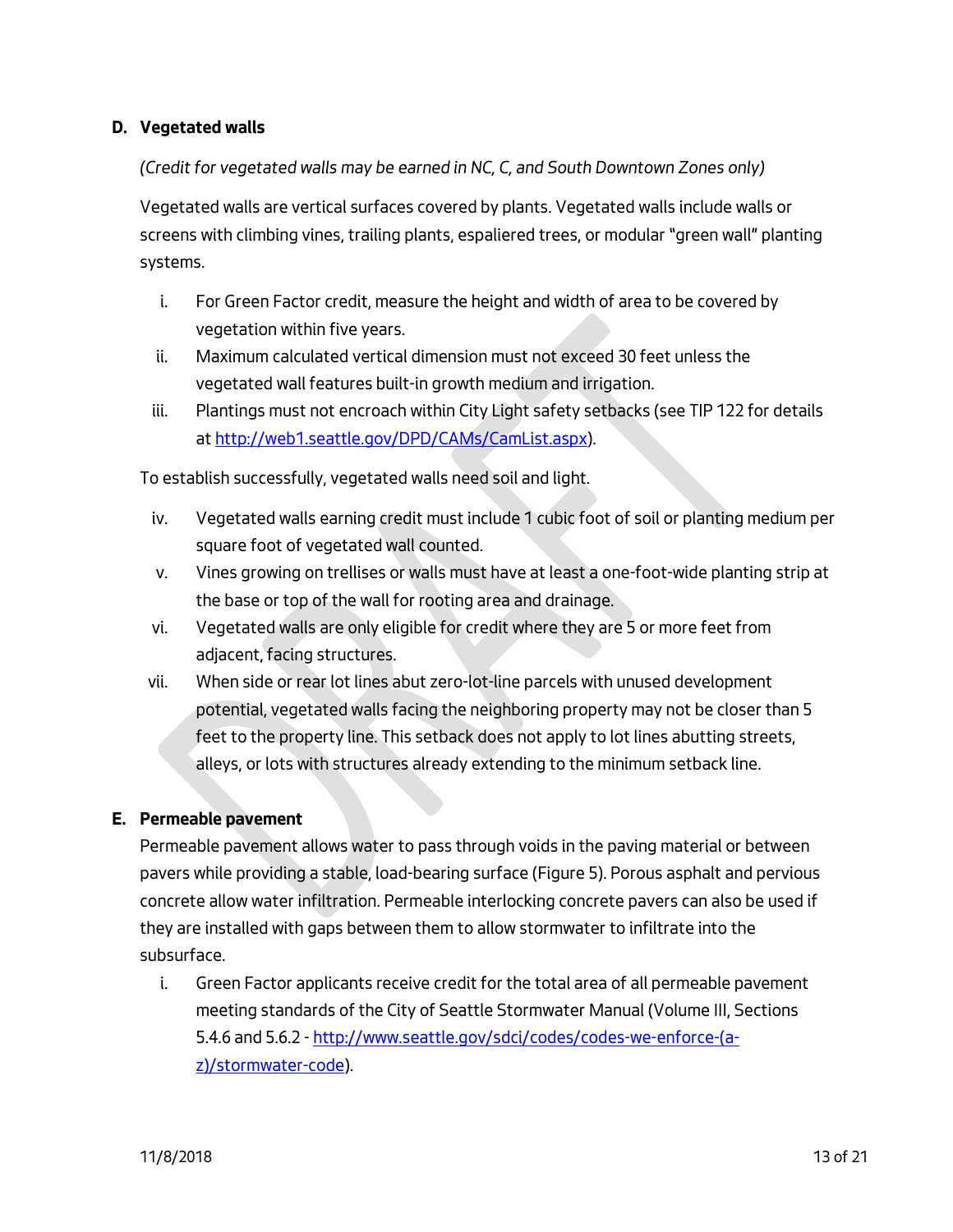### D. Vegetated walls

*(Credit for vegetated walls may be earned in NC, C, and South Downtown Zones only)*

Vegetated walls are vertical surfaces covered by plants. Vegetated walls include walls or screens with climbing vines, trailing plants, espaliered trees, or modular "green wall" planting systems.

i. For Green Factor credit, measure the height and width of area to be covered by vegetation within five years.
ii. Maximum calculated vertical dimension must not exceed 30 feet unless the vegetated wall features built-in growth medium and irrigation.
iii. Plantings must not encroach within City Light safety setbacks (see TIP 122 for details at http://web1.seattle.gov/DPD/CAMs/CamList.aspx).

To establish successfully, vegetated walls need soil and light.

iv. Vegetated walls earning credit must include 1 cubic foot of soil or planting medium per square foot of vegetated wall counted.
v. Vines growing on trellises or walls must have at least a one-foot-wide planting strip at the base or top of the wall for rooting area and drainage.
vi. Vegetated walls are only eligible for credit where they are 5 or more feet from adjacent, facing structures.
vii. When side or rear lot lines abut zero-lot-line parcels with unused development potential, vegetated walls facing the neighboring property may not be closer than 5 feet to the property line. This setback does not apply to lot lines abutting streets, alleys, or lots with structures already extending to the minimum setback line.

### E. Permeable pavement

Permeable pavement allows water to pass through voids in the paving material or between pavers while providing a stable, load-bearing surface (Figure 5). Porous asphalt and pervious concrete allow water infiltration. Permeable interlocking concrete pavers can also be used if they are installed with gaps between them to allow stormwater to infiltrate into the subsurface.

i. Green Factor applicants receive credit for the total area of all permeable pavement meeting standards of the City of Seattle Stormwater Manual (Volume III, Sections 5.4.6 and 5.6.2 - http://www.seattle.gov/sdci/codes/codes-we-enforce-(a-z)/stormwater-code).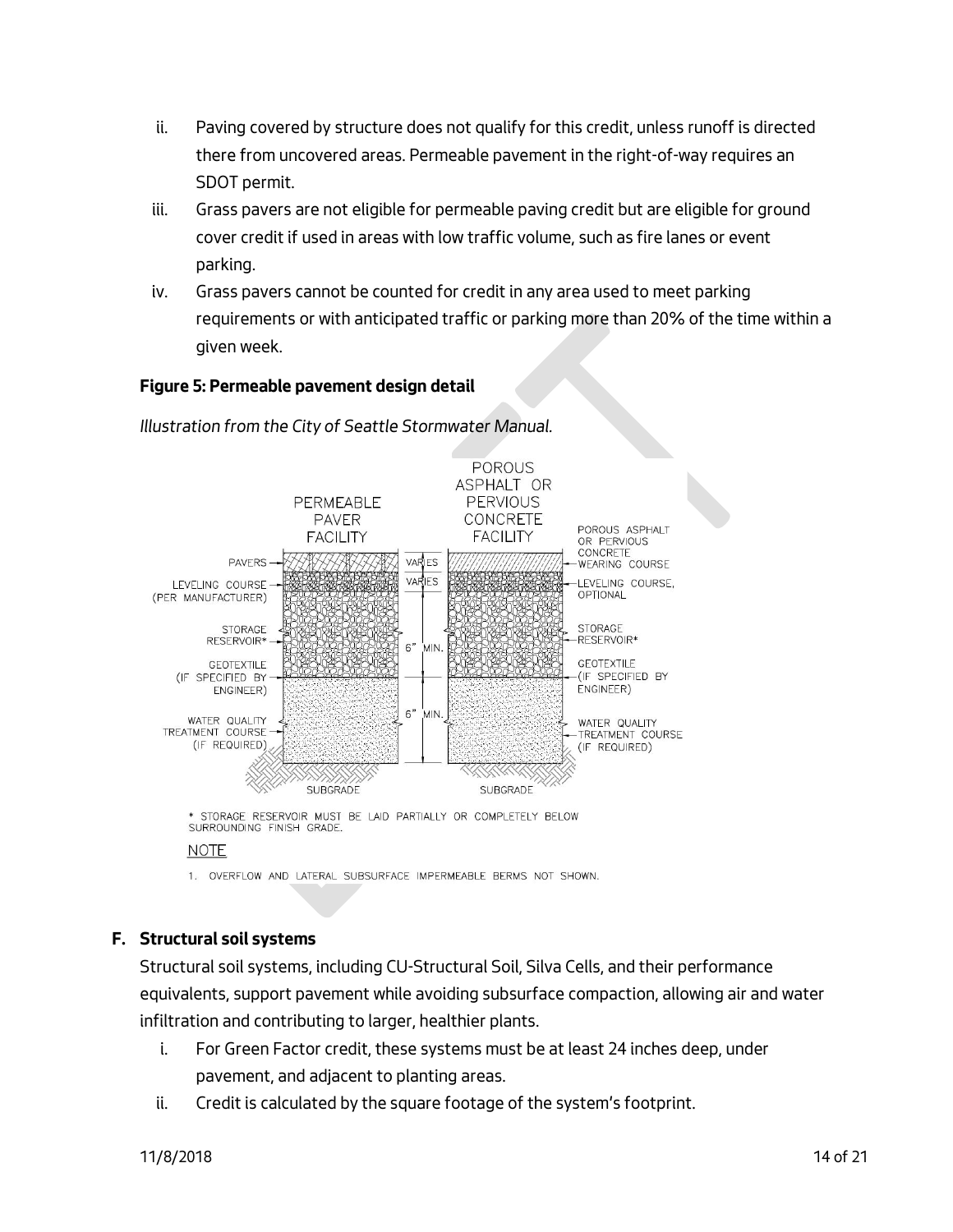ii. Paving covered by structure does not qualify for this credit, unless runoff is directed there from uncovered areas. Permeable pavement in the right-of-way requires an SDOT permit.

iii. Grass pavers are not eligible for permeable paving credit but are eligible for ground cover credit if used in areas with low traffic volume, such as fire lanes or event parking.

iv. Grass pavers cannot be counted for credit in any area used to meet parking requirements or with anticipated traffic or parking more than 20% of the time within a given week.

**Figure 5: Permeable pavement design detail**

*Illustration from the City of Seattle Stormwater Manual.*

* STORAGE RESERVOIR MUST BE LAID PARTIALLY OR COMPLETELY BELOW SURROUNDING FINISH GRADE.

NOTE

1. OVERFLOW AND LATERAL SUBSURFACE IMPERMEABLE BERMS NOT SHOWN.

## F. Structural soil systems

Structural soil systems, including CU-Structural Soil, Silva Cells, and their performance equivalents, support pavement while avoiding subsurface compaction, allowing air and water infiltration and contributing to larger, healthier plants.

i. For Green Factor credit, these systems must be at least 24 inches deep, under pavement, and adjacent to planting areas.

ii. Credit is calculated by the square footage of the system's footprint.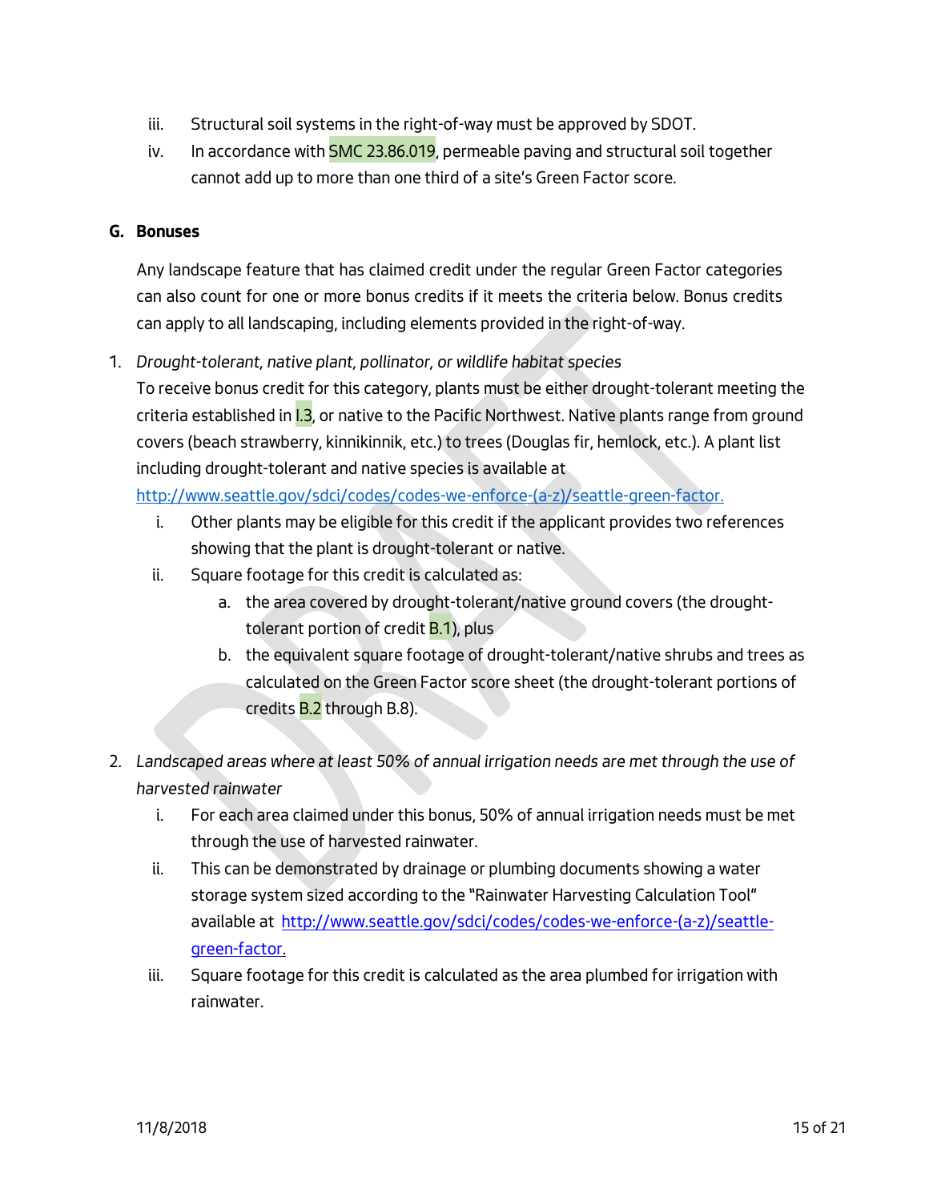iii. Structural soil systems in the right-of-way must be approved by SDOT.

iv. In accordance with SMC 23.86.019, permeable paving and structural soil together cannot add up to more than one third of a site's Green Factor score.

### G. Bonuses

Any landscape feature that has claimed credit under the regular Green Factor categories can also count for one or more bonus credits if it meets the criteria below. Bonus credits can apply to all landscaping, including elements provided in the right-of-way.

1. *Drought-tolerant, native plant, pollinator, or wildlife habitat species*
   To receive bonus credit for this category, plants must be either drought-tolerant meeting the criteria established in I.3, or native to the Pacific Northwest. Native plants range from ground covers (beach strawberry, kinnikinnik, etc.) to trees (Douglas fir, hemlock, etc.). A plant list including drought-tolerant and native species is available at http://www.seattle.gov/sdci/codes/codes-we-enforce-(a-z)/seattle-green-factor.
   i. Other plants may be eligible for this credit if the applicant provides two references showing that the plant is drought-tolerant or native.
   ii. Square footage for this credit is calculated as:
      a. the area covered by drought-tolerant/native ground covers (the drought-tolerant portion of credit B.1), plus
      b. the equivalent square footage of drought-tolerant/native shrubs and trees as calculated on the Green Factor score sheet (the drought-tolerant portions of credits B.2 through B.8).

2. *Landscaped areas where at least 50% of annual irrigation needs are met through the use of harvested rainwater*
   i. For each area claimed under this bonus, 50% of annual irrigation needs must be met through the use of harvested rainwater.
   ii. This can be demonstrated by drainage or plumbing documents showing a water storage system sized according to the "Rainwater Harvesting Calculation Tool" available at http://www.seattle.gov/sdci/codes/codes-we-enforce-(a-z)/seattle-green-factor.
   iii. Square footage for this credit is calculated as the area plumbed for irrigation with rainwater.

11/8/2018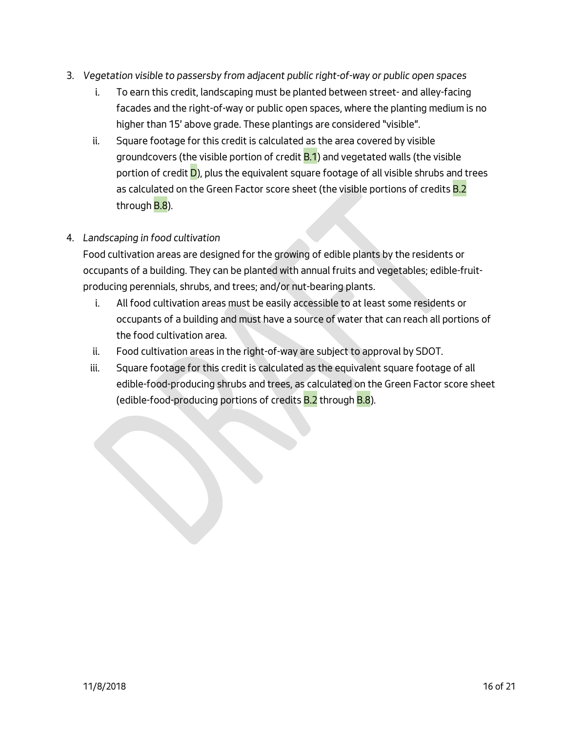3. *Vegetation visible to passersby from adjacent public right-of-way or public open spaces*
    i. To earn this credit, landscaping must be planted between street- and alley-facing facades and the right-of-way or public open spaces, where the planting medium is no higher than 15' above grade. These plantings are considered "visible".
    ii. Square footage for this credit is calculated as the area covered by visible groundcovers (the visible portion of credit B.1) and vegetated walls (the visible portion of credit D), plus the equivalent square footage of all visible shrubs and trees as calculated on the Green Factor score sheet (the visible portions of credits B.2 through B.8).

4. *Landscaping in food cultivation*

    Food cultivation areas are designed for the growing of edible plants by the residents or occupants of a building. They can be planted with annual fruits and vegetables; edible-fruit-producing perennials, shrubs, and trees; and/or nut-bearing plants.
    i. All food cultivation areas must be easily accessible to at least some residents or occupants of a building and must have a source of water that can reach all portions of the food cultivation area.
    ii. Food cultivation areas in the right-of-way are subject to approval by SDOT.
    iii. Square footage for this credit is calculated as the equivalent square footage of all edible-food-producing shrubs and trees, as calculated on the Green Factor score sheet (edible-food-producing portions of credits B.2 through B.8).

11/8/2018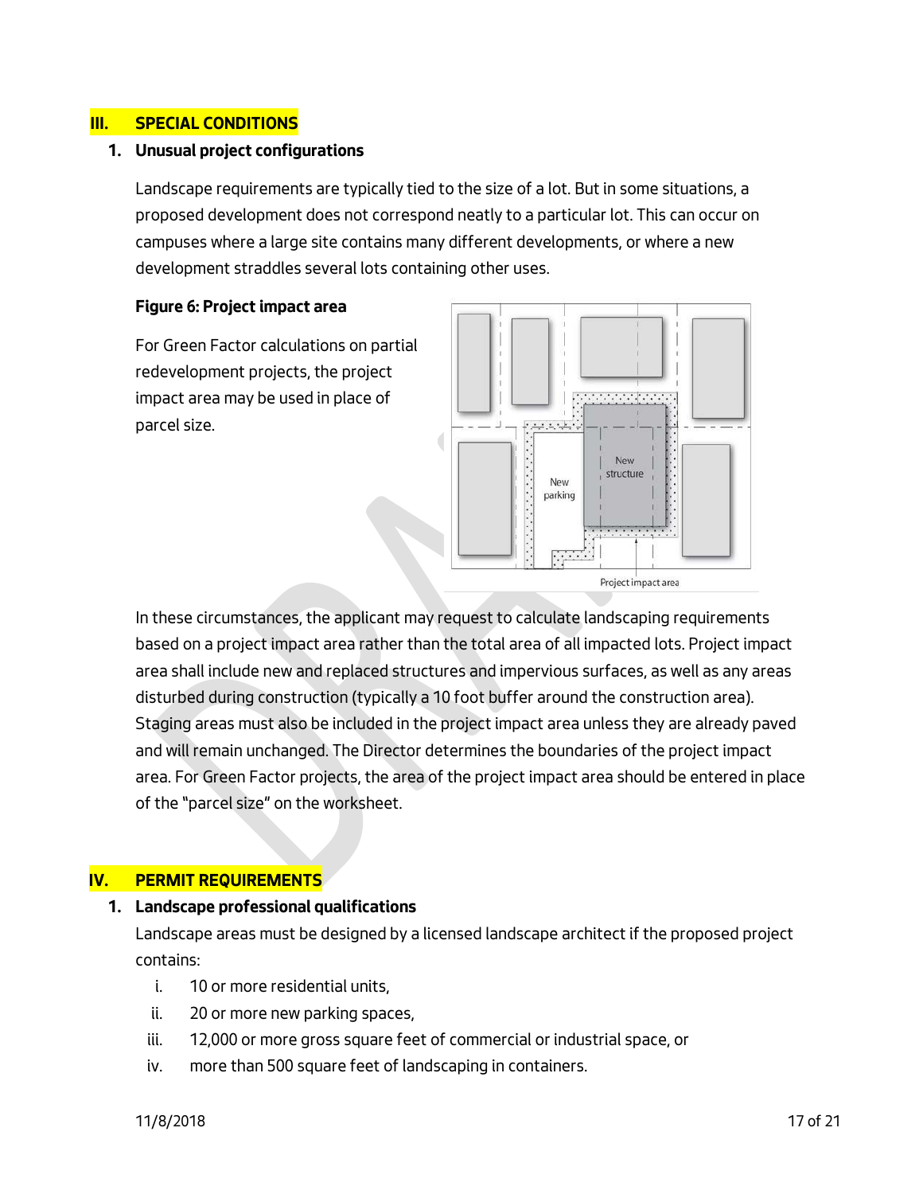## III. SPECIAL CONDITIONS

### 1. Unusual project configurations

Landscape requirements are typically tied to the size of a lot. But in some situations, a proposed development does not correspond neatly to a particular lot. This can occur on campuses where a large site contains many different developments, or where a new development straddles several lots containing other uses.

**Figure 6: Project impact area**

For Green Factor calculations on partial redevelopment projects, the project impact area may be used in place of parcel size.

In these circumstances, the applicant may request to calculate landscaping requirements based on a project impact area rather than the total area of all impacted lots. Project impact area shall include new and replaced structures and impervious surfaces, as well as any areas disturbed during construction (typically a 10 foot buffer around the construction area). Staging areas must also be included in the project impact area unless they are already paved and will remain unchanged. The Director determines the boundaries of the project impact area. For Green Factor projects, the area of the project impact area should be entered in place of the "parcel size" on the worksheet.

## IV. PERMIT REQUIREMENTS

### 1. Landscape professional qualifications

Landscape areas must be designed by a licensed landscape architect if the proposed project contains:

i. 10 or more residential units,

ii. 20 or more new parking spaces,

iii. 12,000 or more gross square feet of commercial or industrial space, or

iv. more than 500 square feet of landscaping in containers.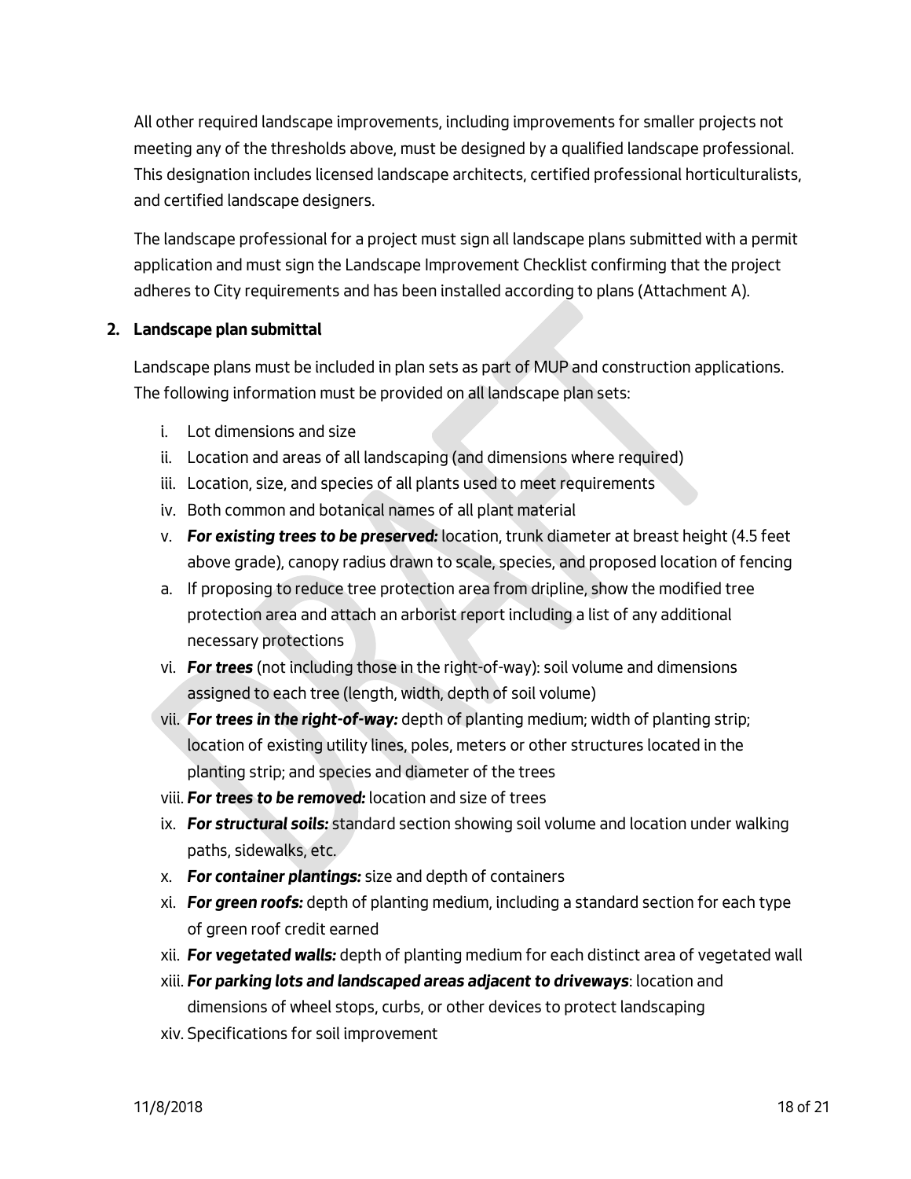All other required landscape improvements, including improvements for smaller projects not meeting any of the thresholds above, must be designed by a qualified landscape professional. This designation includes licensed landscape architects, certified professional horticulturalists, and certified landscape designers.

The landscape professional for a project must sign all landscape plans submitted with a permit application and must sign the Landscape Improvement Checklist confirming that the project adheres to City requirements and has been installed according to plans (Attachment A).

**2. Landscape plan submittal**

Landscape plans must be included in plan sets as part of MUP and construction applications. The following information must be provided on all landscape plan sets:

i. Lot dimensions and size
ii. Location and areas of all landscaping (and dimensions where required)
iii. Location, size, and species of all plants used to meet requirements
iv. Both common and botanical names of all plant material
v. ***For existing trees to be preserved:*** location, trunk diameter at breast height (4.5 feet above grade), canopy radius drawn to scale, species, and proposed location of fencing
a. If proposing to reduce tree protection area from dripline, show the modified tree protection area and attach an arborist report including a list of any additional necessary protections
vi. ***For trees*** (not including those in the right-of-way): soil volume and dimensions assigned to each tree (length, width, depth of soil volume)
vii. ***For trees in the right-of-way:*** depth of planting medium; width of planting strip; location of existing utility lines, poles, meters or other structures located in the planting strip; and species and diameter of the trees
viii. ***For trees to be removed:*** location and size of trees
ix. ***For structural soils:*** standard section showing soil volume and location under walking paths, sidewalks, etc.
x. ***For container plantings:*** size and depth of containers
xi. ***For green roofs:*** depth of planting medium, including a standard section for each type of green roof credit earned
xii. ***For vegetated walls:*** depth of planting medium for each distinct area of vegetated wall
xiii. ***For parking lots and landscaped areas adjacent to driveways***: location and dimensions of wheel stops, curbs, or other devices to protect landscaping
xiv. Specifications for soil improvement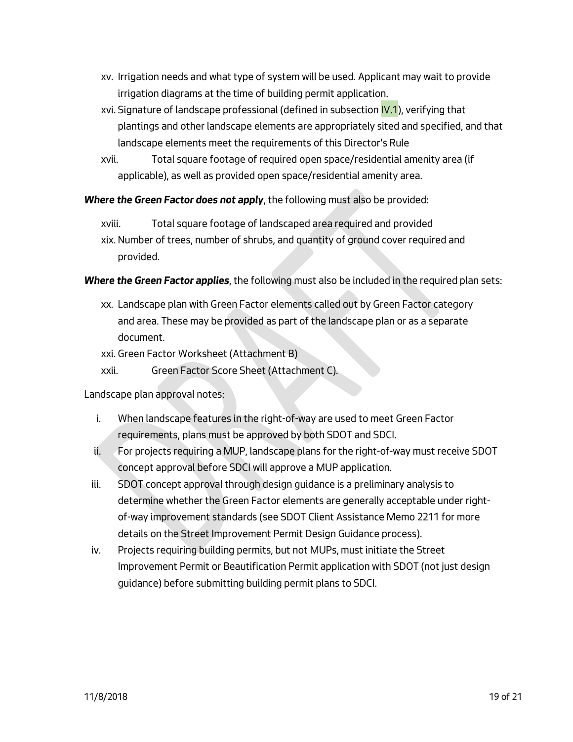xv. Irrigation needs and what type of system will be used. Applicant may wait to provide irrigation diagrams at the time of building permit application.

xvi. Signature of landscape professional (defined in subsection IV.1), verifying that plantings and other landscape elements are appropriately sited and specified, and that landscape elements meet the requirements of this Director's Rule

xvii. Total square footage of required open space/residential amenity area (if applicable), as well as provided open space/residential amenity area.

***Where the Green Factor does not apply***, the following must also be provided:

xviii. Total square footage of landscaped area required and provided

xix. Number of trees, number of shrubs, and quantity of ground cover required and provided.

***Where the Green Factor applies***, the following must also be included in the required plan sets:

xx. Landscape plan with Green Factor elements called out by Green Factor category and area. These may be provided as part of the landscape plan or as a separate document.

xxi. Green Factor Worksheet (Attachment B)

xxii. Green Factor Score Sheet (Attachment C).

Landscape plan approval notes:

i. When landscape features in the right-of-way are used to meet Green Factor requirements, plans must be approved by both SDOT and SDCI.

ii. For projects requiring a MUP, landscape plans for the right-of-way must receive SDOT concept approval before SDCI will approve a MUP application.

iii. SDOT concept approval through design guidance is a preliminary analysis to determine whether the Green Factor elements are generally acceptable under right-of-way improvement standards (see SDOT Client Assistance Memo 2211 for more details on the Street Improvement Permit Design Guidance process).

iv. Projects requiring building permits, but not MUPs, must initiate the Street Improvement Permit or Beautification Permit application with SDOT (not just design guidance) before submitting building permit plans to SDCI.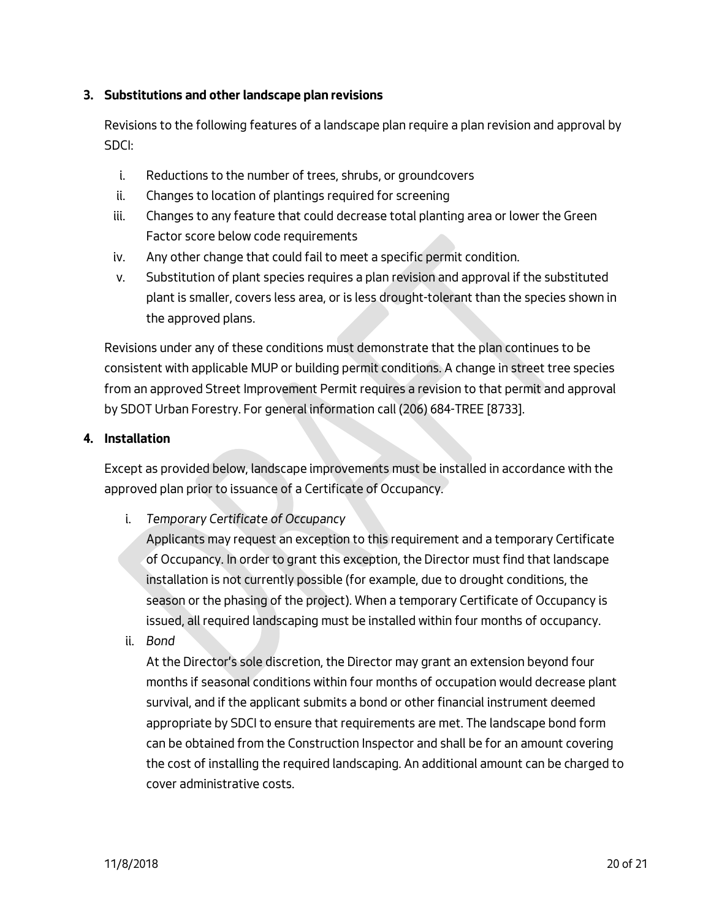### 3. Substitutions and other landscape plan revisions

Revisions to the following features of a landscape plan require a plan revision and approval by SDCI:

i. Reductions to the number of trees, shrubs, or groundcovers
ii. Changes to location of plantings required for screening
iii. Changes to any feature that could decrease total planting area or lower the Green Factor score below code requirements
iv. Any other change that could fail to meet a specific permit condition.
v. Substitution of plant species requires a plan revision and approval if the substituted plant is smaller, covers less area, or is less drought-tolerant than the species shown in the approved plans.

Revisions under any of these conditions must demonstrate that the plan continues to be consistent with applicable MUP or building permit conditions. A change in street tree species from an approved Street Improvement Permit requires a revision to that permit and approval by SDOT Urban Forestry. For general information call (206) 684-TREE [8733].

### 4. Installation

Except as provided below, landscape improvements must be installed in accordance with the approved plan prior to issuance of a Certificate of Occupancy.

i. *Temporary Certificate of Occupancy*
   Applicants may request an exception to this requirement and a temporary Certificate of Occupancy. In order to grant this exception, the Director must find that landscape installation is not currently possible (for example, due to drought conditions, the season or the phasing of the project). When a temporary Certificate of Occupancy is issued, all required landscaping must be installed within four months of occupancy.

ii. *Bond*
   At the Director's sole discretion, the Director may grant an extension beyond four months if seasonal conditions within four months of occupation would decrease plant survival, and if the applicant submits a bond or other financial instrument deemed appropriate by SDCI to ensure that requirements are met. The landscape bond form can be obtained from the Construction Inspector and shall be for an amount covering the cost of installing the required landscaping. An additional amount can be charged to cover administrative costs.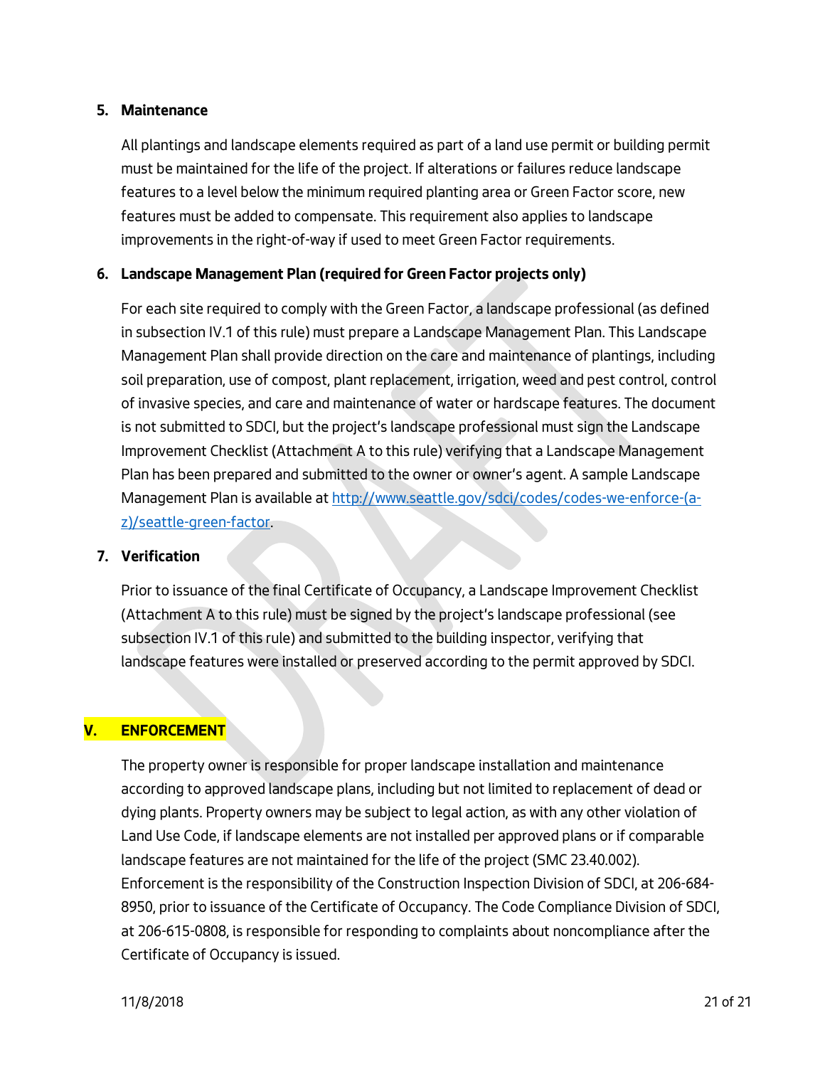**5. Maintenance**

All plantings and landscape elements required as part of a land use permit or building permit must be maintained for the life of the project. If alterations or failures reduce landscape features to a level below the minimum required planting area or Green Factor score, new features must be added to compensate. This requirement also applies to landscape improvements in the right-of-way if used to meet Green Factor requirements.

**6. Landscape Management Plan (required for Green Factor projects only)**

For each site required to comply with the Green Factor, a landscape professional (as defined in subsection IV.1 of this rule) must prepare a Landscape Management Plan. This Landscape Management Plan shall provide direction on the care and maintenance of plantings, including soil preparation, use of compost, plant replacement, irrigation, weed and pest control, control of invasive species, and care and maintenance of water or hardscape features. The document is not submitted to SDCI, but the project's landscape professional must sign the Landscape Improvement Checklist (Attachment A to this rule) verifying that a Landscape Management Plan has been prepared and submitted to the owner or owner's agent. A sample Landscape Management Plan is available at [http://www.seattle.gov/sdci/codes/codes-we-enforce-(a-z)/seattle-green-factor](http://www.seattle.gov/sdci/codes/codes-we-enforce-(a-z)/seattle-green-factor).

**7. Verification**

Prior to issuance of the final Certificate of Occupancy, a Landscape Improvement Checklist (Attachment A to this rule) must be signed by the project's landscape professional (see subsection IV.1 of this rule) and submitted to the building inspector, verifying that landscape features were installed or preserved according to the permit approved by SDCI.

## V. ENFORCEMENT

The property owner is responsible for proper landscape installation and maintenance according to approved landscape plans, including but not limited to replacement of dead or dying plants. Property owners may be subject to legal action, as with any other violation of Land Use Code, if landscape elements are not installed per approved plans or if comparable landscape features are not maintained for the life of the project (SMC 23.40.002). Enforcement is the responsibility of the Construction Inspection Division of SDCI, at 206-684-8950, prior to issuance of the Certificate of Occupancy. The Code Compliance Division of SDCI, at 206-615-0808, is responsible for responding to complaints about noncompliance after the Certificate of Occupancy is issued.

11/8/2018